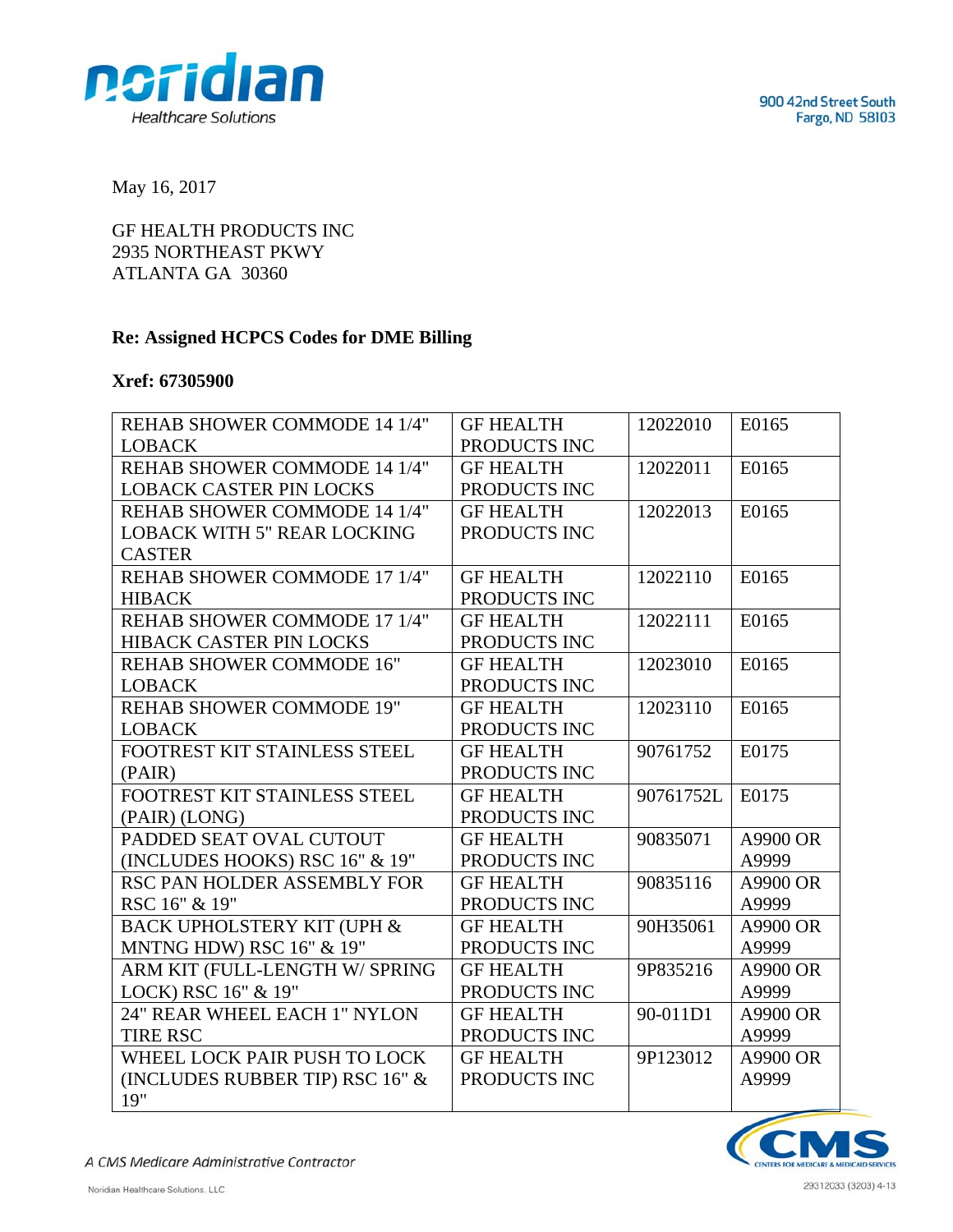900 42nd Street South
Fargo, ND 58103

May 16, 2017

GF HEALTH PRODUCTS INC
2935 NORTHEAST PKWY
ATLANTA GA 30360

**Re: Assigned HCPCS Codes for DME Billing**

**Xref: 67305900**

| | | | |
|---|---|---|---|
| REHAB SHOWER COMMODE 14 1/4" LOBACK | GF HEALTH PRODUCTS INC | 12022010 | E0165 |
| REHAB SHOWER COMMODE 14 1/4" LOBACK CASTER PIN LOCKS | GF HEALTH PRODUCTS INC | 12022011 | E0165 |
| REHAB SHOWER COMMODE 14 1/4" LOBACK WITH 5" REAR LOCKING CASTER | GF HEALTH PRODUCTS INC | 12022013 | E0165 |
| REHAB SHOWER COMMODE 17 1/4" HIBACK | GF HEALTH PRODUCTS INC | 12022110 | E0165 |
| REHAB SHOWER COMMODE 17 1/4" HIBACK CASTER PIN LOCKS | GF HEALTH PRODUCTS INC | 12022111 | E0165 |
| REHAB SHOWER COMMODE 16" LOBACK | GF HEALTH PRODUCTS INC | 12023010 | E0165 |
| REHAB SHOWER COMMODE 19" LOBACK | GF HEALTH PRODUCTS INC | 12023110 | E0165 |
| FOOTREST KIT STAINLESS STEEL (PAIR) | GF HEALTH PRODUCTS INC | 90761752 | E0175 |
| FOOTREST KIT STAINLESS STEEL (PAIR) (LONG) | GF HEALTH PRODUCTS INC | 90761752L | E0175 |
| PADDED SEAT OVAL CUTOUT (INCLUDES HOOKS) RSC 16" & 19" | GF HEALTH PRODUCTS INC | 90835071 | A9900 OR A9999 |
| RSC PAN HOLDER ASSEMBLY FOR RSC 16" & 19" | GF HEALTH PRODUCTS INC | 90835116 | A9900 OR A9999 |
| BACK UPHOLSTERY KIT (UPH & MNTNG HDW) RSC 16" & 19" | GF HEALTH PRODUCTS INC | 90H35061 | A9900 OR A9999 |
| ARM KIT (FULL-LENGTH W/ SPRING LOCK) RSC 16" & 19" | GF HEALTH PRODUCTS INC | 9P835216 | A9900 OR A9999 |
| 24" REAR WHEEL EACH 1" NYLON TIRE RSC | GF HEALTH PRODUCTS INC | 90-011D1 | A9900 OR A9999 |
| WHEEL LOCK PAIR PUSH TO LOCK (INCLUDES RUBBER TIP) RSC 16" & 19" | GF HEALTH PRODUCTS INC | 9P123012 | A9900 OR A9999 |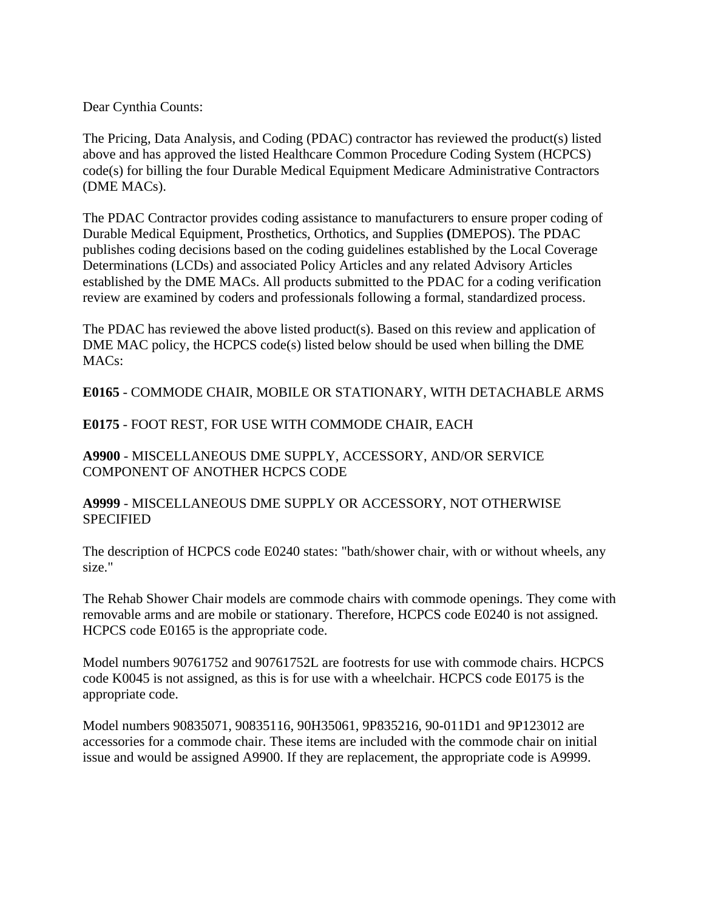Dear Cynthia Counts:

The Pricing, Data Analysis, and Coding (PDAC) contractor has reviewed the product(s) listed above and has approved the listed Healthcare Common Procedure Coding System (HCPCS) code(s) for billing the four Durable Medical Equipment Medicare Administrative Contractors (DME MACs).

The PDAC Contractor provides coding assistance to manufacturers to ensure proper coding of Durable Medical Equipment, Prosthetics, Orthotics, and Supplies **(**DMEPOS). The PDAC publishes coding decisions based on the coding guidelines established by the Local Coverage Determinations (LCDs) and associated Policy Articles and any related Advisory Articles established by the DME MACs. All products submitted to the PDAC for a coding verification review are examined by coders and professionals following a formal, standardized process.

The PDAC has reviewed the above listed product(s). Based on this review and application of DME MAC policy, the HCPCS code(s) listed below should be used when billing the DME MACs:

**E0165** - COMMODE CHAIR, MOBILE OR STATIONARY, WITH DETACHABLE ARMS

**E0175** - FOOT REST, FOR USE WITH COMMODE CHAIR, EACH

**A9900** - MISCELLANEOUS DME SUPPLY, ACCESSORY, AND/OR SERVICE COMPONENT OF ANOTHER HCPCS CODE

**A9999** - MISCELLANEOUS DME SUPPLY OR ACCESSORY, NOT OTHERWISE SPECIFIED

The description of HCPCS code E0240 states: "bath/shower chair, with or without wheels, any size."

The Rehab Shower Chair models are commode chairs with commode openings. They come with removable arms and are mobile or stationary. Therefore, HCPCS code E0240 is not assigned. HCPCS code E0165 is the appropriate code.

Model numbers 90761752 and 90761752L are footrests for use with commode chairs. HCPCS code K0045 is not assigned, as this is for use with a wheelchair. HCPCS code E0175 is the appropriate code.

Model numbers 90835071, 90835116, 90H35061, 9P835216, 90-011D1 and 9P123012 are accessories for a commode chair. These items are included with the commode chair on initial issue and would be assigned A9900. If they are replacement, the appropriate code is A9999.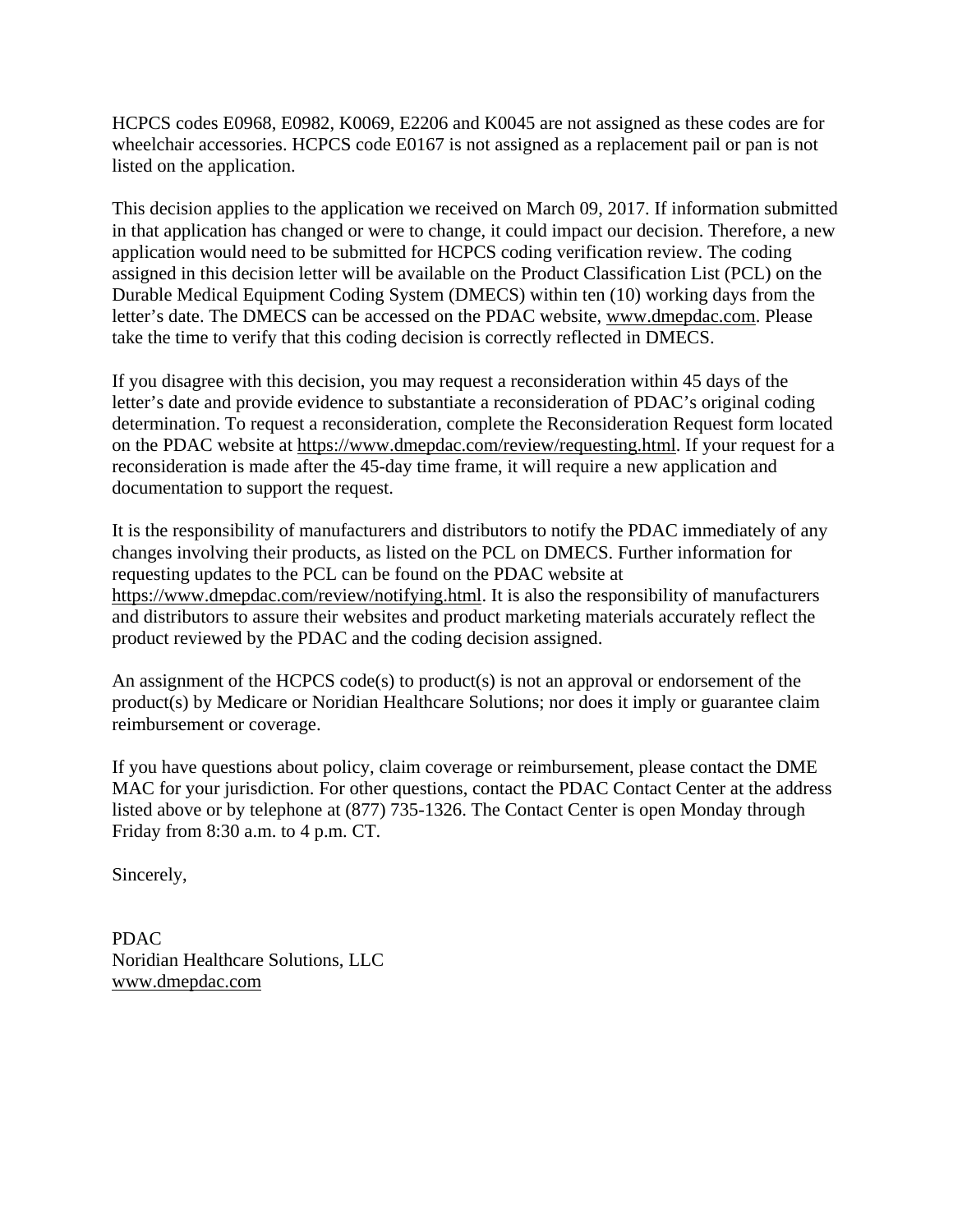HCPCS codes E0968, E0982, K0069, E2206 and K0045 are not assigned as these codes are for wheelchair accessories. HCPCS code E0167 is not assigned as a replacement pail or pan is not listed on the application.

This decision applies to the application we received on March 09, 2017. If information submitted in that application has changed or were to change, it could impact our decision. Therefore, a new application would need to be submitted for HCPCS coding verification review. The coding assigned in this decision letter will be available on the Product Classification List (PCL) on the Durable Medical Equipment Coding System (DMECS) within ten (10) working days from the letter's date. The DMECS can be accessed on the PDAC website, www.dmepdac.com. Please take the time to verify that this coding decision is correctly reflected in DMECS.

If you disagree with this decision, you may request a reconsideration within 45 days of the letter's date and provide evidence to substantiate a reconsideration of PDAC's original coding determination. To request a reconsideration, complete the Reconsideration Request form located on the PDAC website at https://www.dmepdac.com/review/requesting.html. If your request for a reconsideration is made after the 45-day time frame, it will require a new application and documentation to support the request.

It is the responsibility of manufacturers and distributors to notify the PDAC immediately of any changes involving their products, as listed on the PCL on DMECS. Further information for requesting updates to the PCL can be found on the PDAC website at https://www.dmepdac.com/review/notifying.html. It is also the responsibility of manufacturers and distributors to assure their websites and product marketing materials accurately reflect the product reviewed by the PDAC and the coding decision assigned.

An assignment of the HCPCS code(s) to product(s) is not an approval or endorsement of the product(s) by Medicare or Noridian Healthcare Solutions; nor does it imply or guarantee claim reimbursement or coverage.

If you have questions about policy, claim coverage or reimbursement, please contact the DME MAC for your jurisdiction. For other questions, contact the PDAC Contact Center at the address listed above or by telephone at (877) 735-1326. The Contact Center is open Monday through Friday from 8:30 a.m. to 4 p.m. CT.

Sincerely,

PDAC
Noridian Healthcare Solutions, LLC
www.dmepdac.com